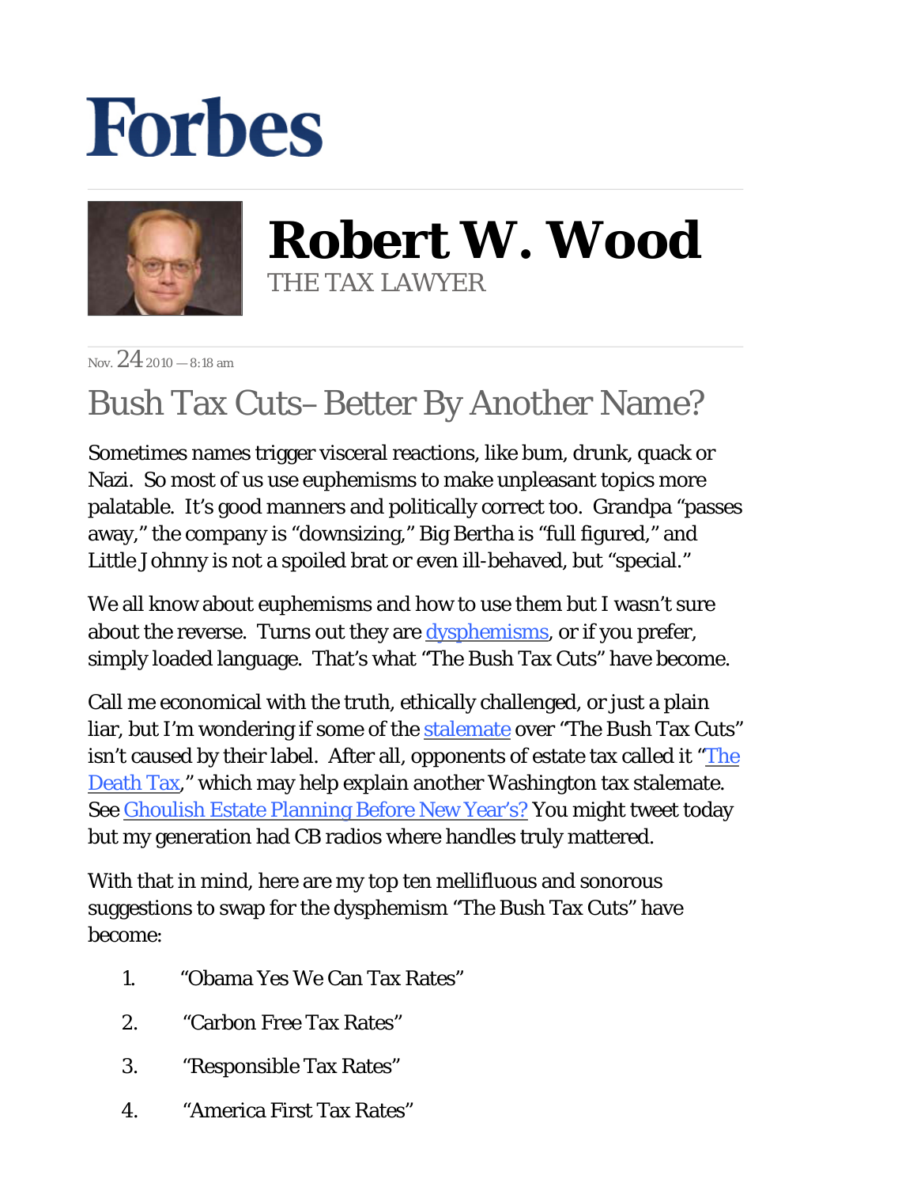# Forbes

## Robert W. Wood

THE TAX LAWYER

Nov. 24 2010 — 8:18 am

# Bush Tax Cuts– Better By Another Name?

Sometimes names trigger visceral reactions, like bum, drunk, quack or Nazi. So most of us use euphemisms to make unpleasant topics more palatable. It's good manners and politically correct too. Grandpa "passes away," the company is "downsizing," Big Bertha is "full figured," and Little Johnny is not a spoiled brat or even ill-behaved, but "special."

We all know about euphemisms and how to use them but I wasn't sure about the reverse. Turns out they are dysphemisms, or if you prefer, simply loaded language. That's what "The Bush Tax Cuts" have become.

Call me economical with the truth, ethically challenged, or just a plain liar, but I'm wondering if some of the stalemate over "The Bush Tax Cuts" isn't caused by their label. After all, opponents of estate tax called it "The Death Tax," which may help explain another Washington tax stalemate. See Ghoulish Estate Planning Before New Year's? You might tweet today but my generation had CB radios where handles truly mattered.

With that in mind, here are my top ten mellifluous and sonorous suggestions to swap for the dysphemism "The Bush Tax Cuts" have become:

1. "Obama Yes We Can Tax Rates"
2. "Carbon Free Tax Rates"
3. "Responsible Tax Rates"
4. "America First Tax Rates"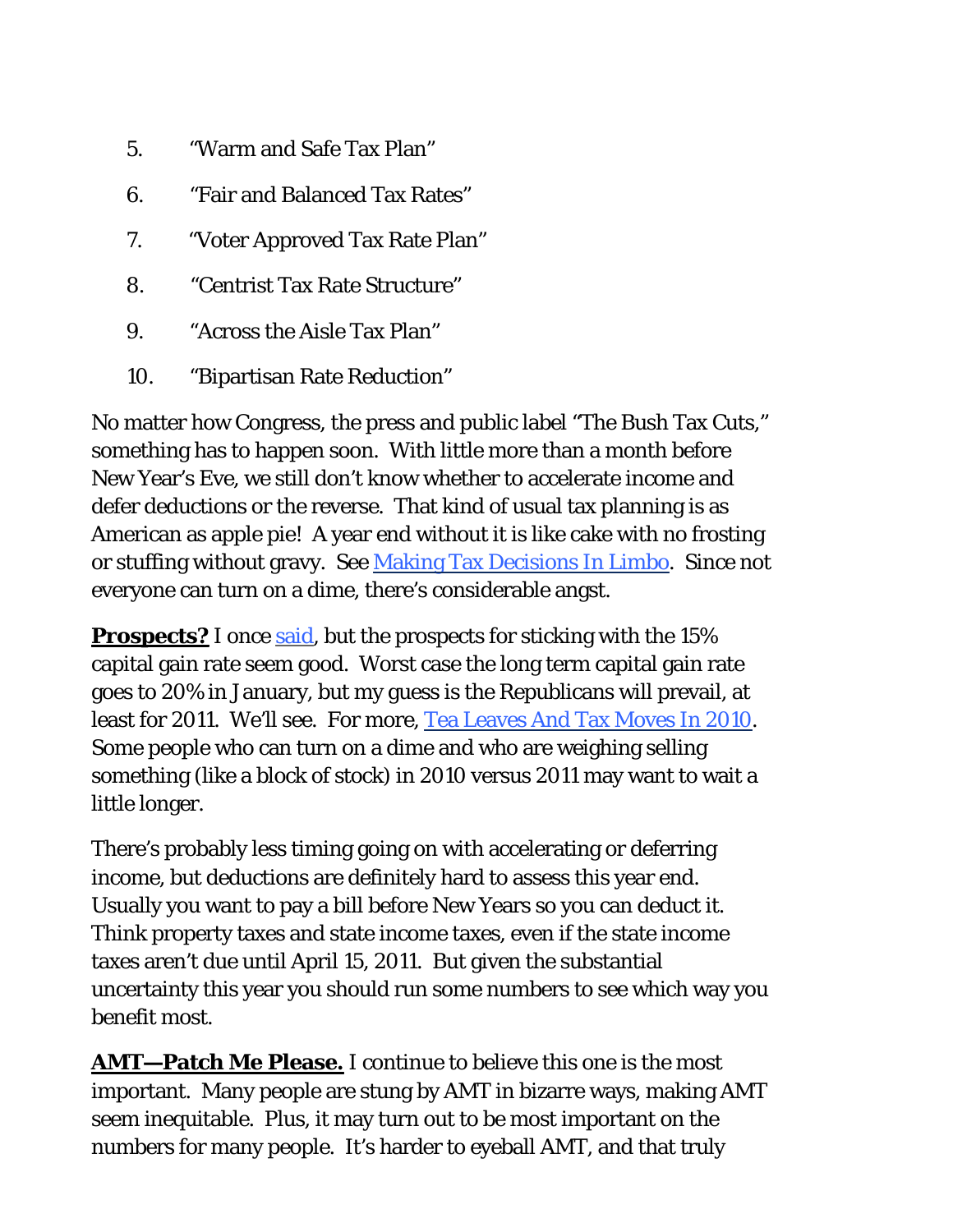5. "Warm and Safe Tax Plan"
6. "Fair and Balanced Tax Rates"
7. "Voter Approved Tax Rate Plan"
8. "Centrist Tax Rate Structure"
9. "Across the Aisle Tax Plan"
10. "Bipartisan Rate Reduction"

No matter how Congress, the press and public label "The Bush Tax Cuts," something has to happen soon. With little more than a month before New Year's Eve, we still don't know whether to accelerate income and defer deductions or the reverse. That kind of usual tax planning is as American as apple pie! A year end without it is like cake with no frosting or stuffing without gravy. See [Making Tax Decisions In Limbo](). Since not everyone can turn on a dime, there's considerable angst.

**Prospects?** I once [said](), but the prospects for sticking with the 15% capital gain rate seem good. Worst case the long term capital gain rate goes to 20% in January, but my guess is the Republicans will prevail, at least for 2011. We'll see. For more, [Tea Leaves And Tax Moves In 2010](). Some people who can turn on a dime and who are weighing selling something (like a block of stock) in 2010 versus 2011 may want to wait a little longer.

There's probably less timing going on with accelerating or deferring income, but deductions are definitely hard to assess this year end. Usually you want to pay a bill before New Years so you can deduct it. Think property taxes and state income taxes, even if the state income taxes aren't due until April 15, 2011. But given the substantial uncertainty this year you should run some numbers to see which way you benefit most.

**AMT—Patch Me Please.** I continue to believe this one is the most important. Many people are stung by AMT in bizarre ways, making AMT seem inequitable. Plus, it may turn out to be most important on the numbers for many people. It's harder to eyeball AMT, and that truly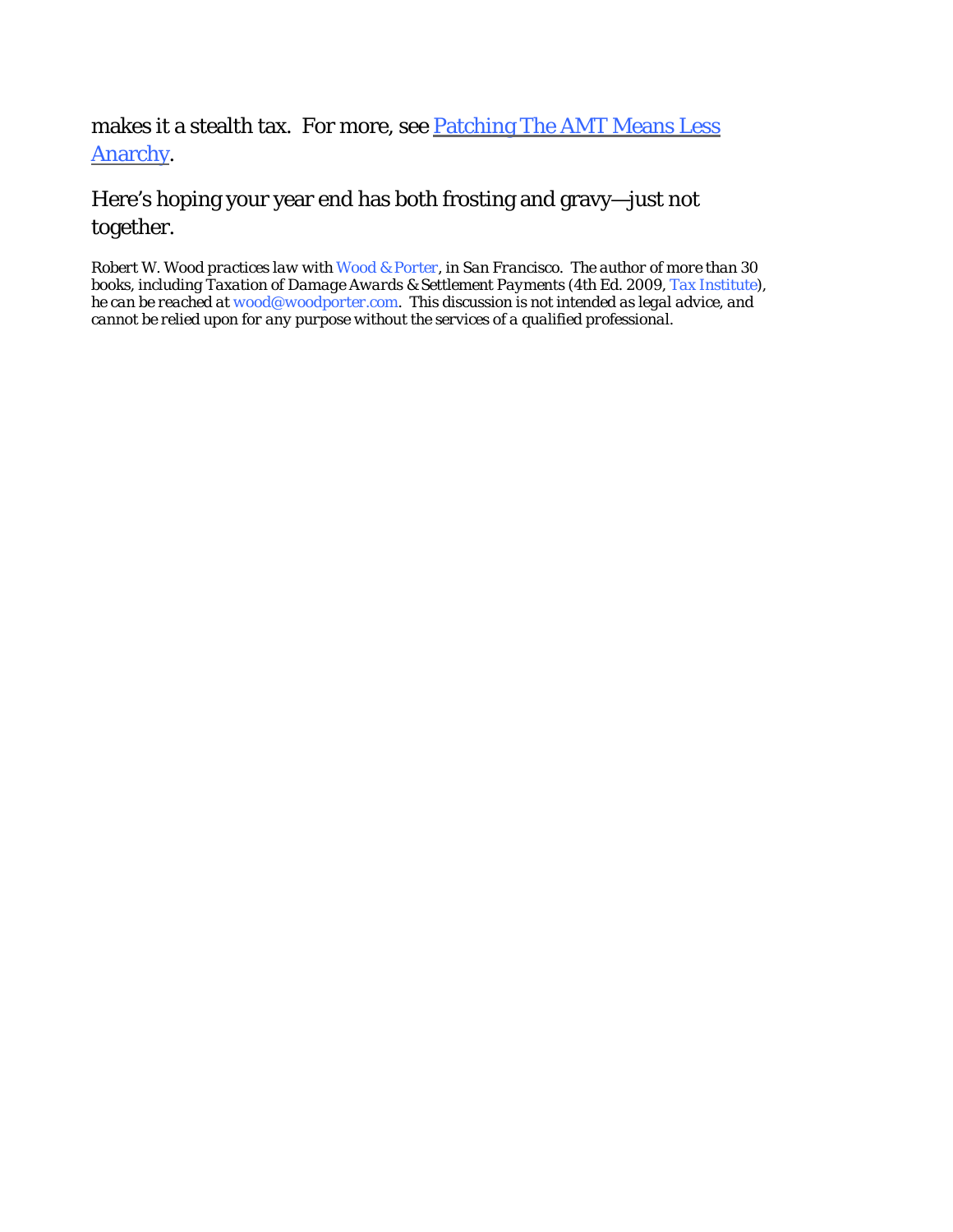makes it a stealth tax. For more, see Patching The AMT Means Less Anarchy.

Here's hoping your year end has both frosting and gravy—just not together.

*Robert W. Wood practices law with Wood & Porter, in San Francisco. The author of more than 30 books, including Taxation of Damage Awards & Settlement Payments (4th Ed. 2009, Tax Institute), he can be reached at wood@woodporter.com. This discussion is not intended as legal advice, and cannot be relied upon for any purpose without the services of a qualified professional.*